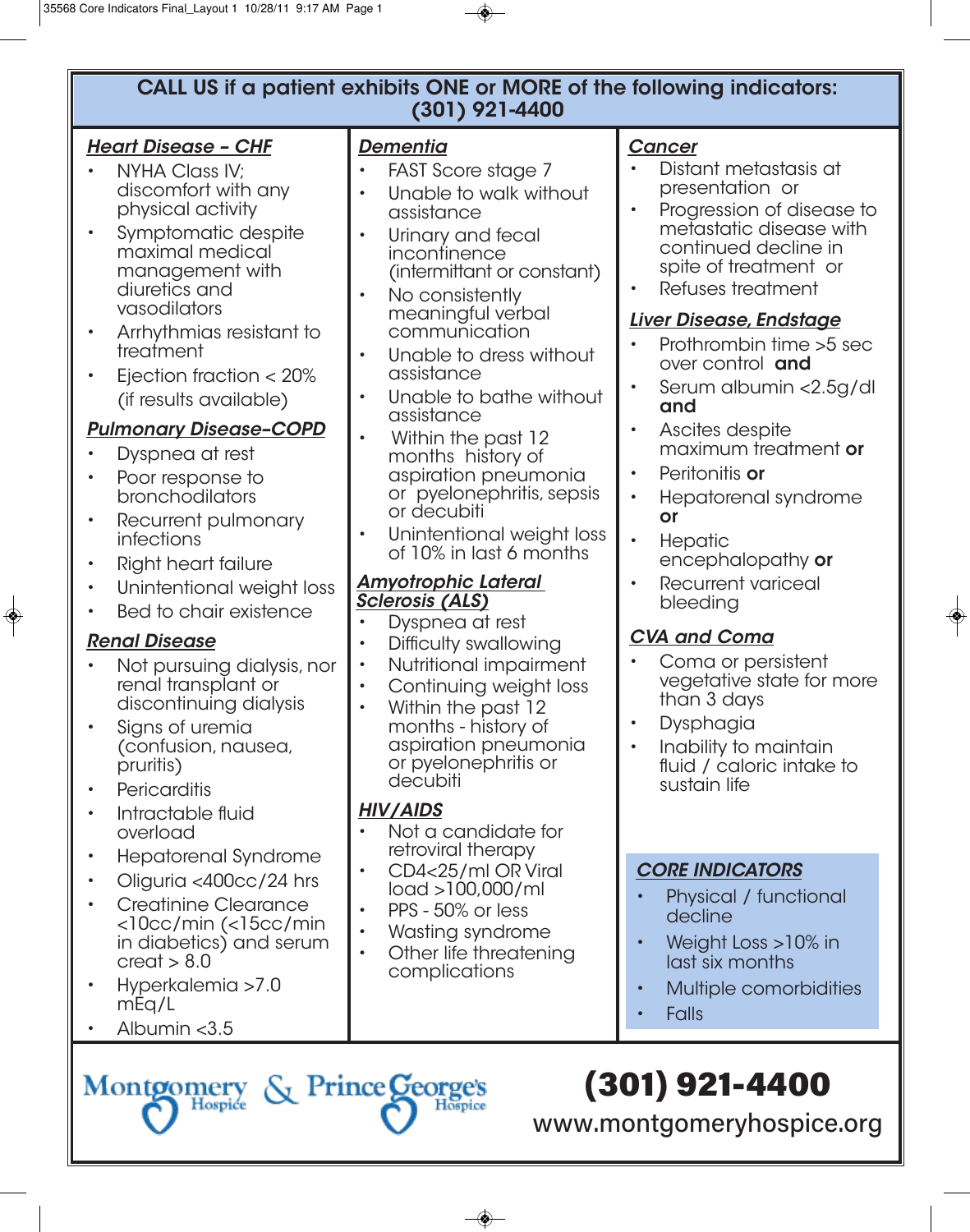## CALL US if a patient exhibits ONE or MORE of the following indicators: (301) 921-4400

### *Heart Disease – CHF*

- NYHA Class IV; discomfort with any physical activity
- Symptomatic despite maximal medical management with diuretics and vasodilators
- Arrhythmias resistant to treatment
- Ejection fraction < 20% (if results available)

### *Pulmonary Disease–COPD*

- Dyspnea at rest
- Poor response to bronchodilators
- Recurrent pulmonary infections
- Right heart failure
- Unintentional weight loss
- Bed to chair existence

### *Renal Disease*

- Not pursuing dialysis, nor renal transplant or discontinuing dialysis
- Signs of uremia (confusion, nausea, pruritis)
- Pericarditis
- Intractable fluid overload
- Hepatorenal Syndrome
- Oliguria <400cc/24 hrs
- Creatinine Clearance <10cc/min (<15cc/min in diabetics) and serum creat > 8.0
- Hyperkalemia >7.0 mEq/L
- Albumin <3.5

### *Dementia*

- FAST Score stage 7
- Unable to walk without assistance
- Urinary and fecal incontinence (intermittant or constant)
- No consistently meaningful verbal communication
- Unable to dress without assistance
- Unable to bathe without assistance
- Within the past 12 months history of aspiration pneumonia or pyelonephritis, sepsis or decubiti
- Unintentional weight loss of 10% in last 6 months

### *Amyotrophic Lateral Sclerosis (ALS)*

- Dyspnea at rest
- Difficulty swallowing
- Nutritional impairment
- Continuing weight loss
- Within the past 12 months - history of aspiration pneumonia or pyelonephritis or decubiti

### *HIV/AIDS*

- Not a candidate for retroviral therapy
- CD4<25/ml OR Viral load >100,000/ml
- PPS - 50% or less
- Wasting syndrome
- Other life threatening complications

### *Cancer*

- Distant metastasis at presentation or
- Progression of disease to metastatic disease with continued decline in spite of treatment or
- Refuses treatment

### *Liver Disease, Endstage*

- Prothrombin time >5 sec over control **and**
- Serum albumin <2.5g/dl **and**
- Ascites despite maximum treatment **or**
- Peritonitis **or**
- Hepatorenal syndrome **or**
- Hepatic encephalopathy **or**
- Recurrent variceal bleeding

### *CVA and Coma*

- Coma or persistent vegetative state for more than 3 days
- Dysphagia
- Inability to maintain fluid / caloric intake to sustain life

### *CORE INDICATORS*

- Physical / functional decline
- Weight Loss >10% in last six months
- Multiple comorbidities
- Falls

Montgomery Hospice & Prince George's Hospice

**(301) 921-4400**

www.montgomeryhospice.org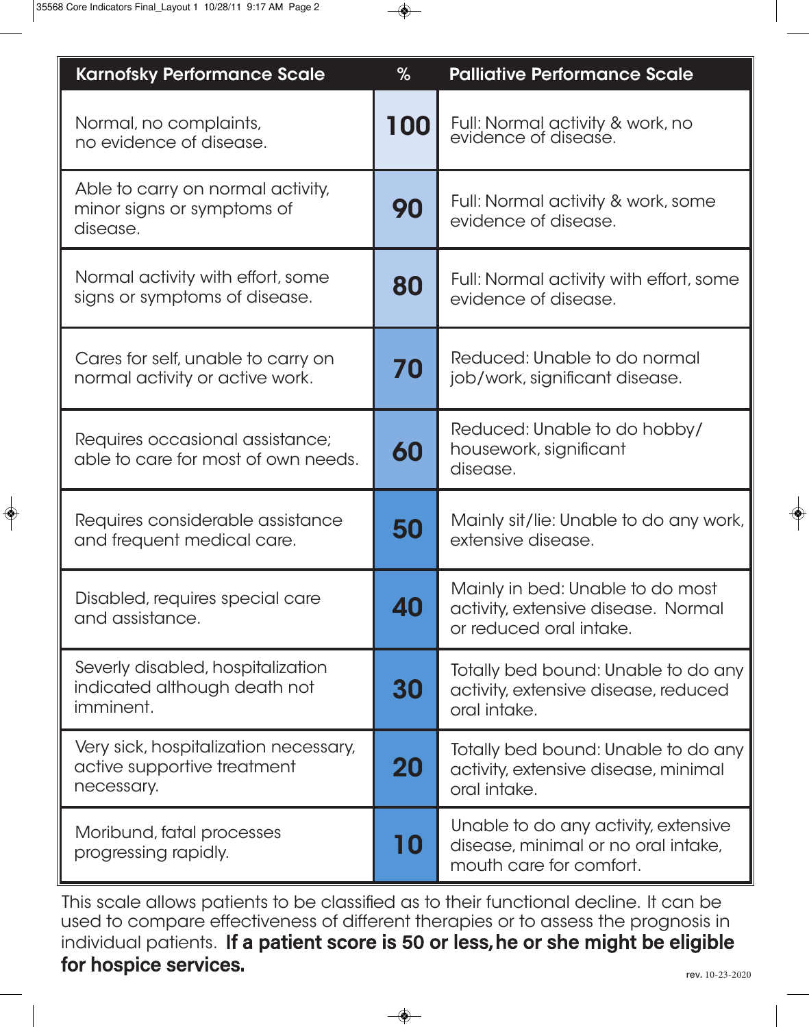| Karnofsky Performance Scale | % | Palliative Performance Scale |
|---|---|---|
| Normal, no complaints, no evidence of disease. | 100 | Full: Normal activity & work, no evidence of disease. |
| Able to carry on normal activity, minor signs or symptoms of disease. | 90 | Full: Normal activity & work, some evidence of disease. |
| Normal activity with effort, some signs or symptoms of disease. | 80 | Full: Normal activity with effort, some evidence of disease. |
| Cares for self, unable to carry on normal activity or active work. | 70 | Reduced: Unable to do normal job/work, significant disease. |
| Requires occasional assistance; able to care for most of own needs. | 60 | Reduced: Unable to do hobby/housework, significant disease. |
| Requires considerable assistance and frequent medical care. | 50 | Mainly sit/lie: Unable to do any work, extensive disease. |
| Disabled, requires special care and assistance. | 40 | Mainly in bed: Unable to do most activity, extensive disease. Normal or reduced oral intake. |
| Severly disabled, hospitalization indicated although death not imminent. | 30 | Totally bed bound: Unable to do any activity, extensive disease, reduced oral intake. |
| Very sick, hospitalization necessary, active supportive treatment necessary. | 20 | Totally bed bound: Unable to do any activity, extensive disease, minimal oral intake. |
| Moribund, fatal processes progressing rapidly. | 10 | Unable to do any activity, extensive disease, minimal or no oral intake, mouth care for comfort. |

This scale allows patients to be classified as to their functional decline. It can be used to compare effectiveness of different therapies or to assess the prognosis in individual patients. **If a patient score is 50 or less, he or she might be eligible for hospice services.**

rev. 10-23-2020